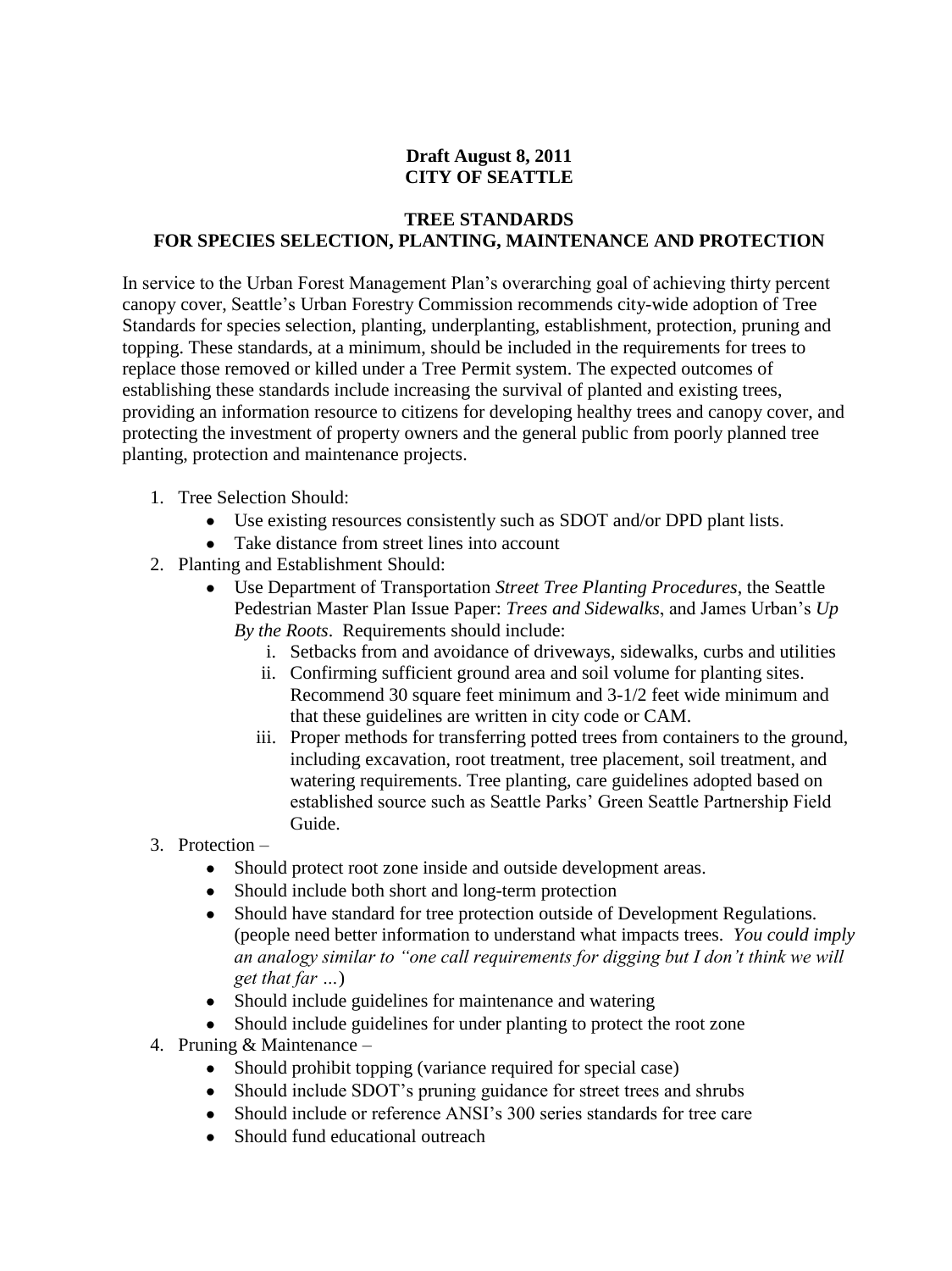**Draft August 8, 2011**
**CITY OF SEATTLE**

# TREE STANDARDS
# FOR SPECIES SELECTION, PLANTING, MAINTENANCE AND PROTECTION

In service to the Urban Forest Management Plan's overarching goal of achieving thirty percent canopy cover, Seattle's Urban Forestry Commission recommends city-wide adoption of Tree Standards for species selection, planting, underplanting, establishment, protection, pruning and topping. These standards, at a minimum, should be included in the requirements for trees to replace those removed or killed under a Tree Permit system. The expected outcomes of establishing these standards include increasing the survival of planted and existing trees, providing an information resource to citizens for developing healthy trees and canopy cover, and protecting the investment of property owners and the general public from poorly planned tree planting, protection and maintenance projects.

1. Tree Selection Should:
   - Use existing resources consistently such as SDOT and/or DPD plant lists.
   - Take distance from street lines into account
2. Planting and Establishment Should:
   - Use Department of Transportation *Street Tree Planting Procedures*, the Seattle Pedestrian Master Plan Issue Paper: *Trees and Sidewalks*, and James Urban's *Up By the Roots*. Requirements should include:
     1. Setbacks from and avoidance of driveways, sidewalks, curbs and utilities
     2. Confirming sufficient ground area and soil volume for planting sites. Recommend 30 square feet minimum and 3-1/2 feet wide minimum and that these guidelines are written in city code or CAM.
     3. Proper methods for transferring potted trees from containers to the ground, including excavation, root treatment, tree placement, soil treatment, and watering requirements. Tree planting, care guidelines adopted based on established source such as Seattle Parks' Green Seattle Partnership Field Guide.
3. Protection –
   - Should protect root zone inside and outside development areas.
   - Should include both short and long-term protection
   - Should have standard for tree protection outside of Development Regulations. (people need better information to understand what impacts trees. *You could imply an analogy similar to "one call requirements for digging but I don't think we will get that far …*)
   - Should include guidelines for maintenance and watering
   - Should include guidelines for under planting to protect the root zone
4. Pruning & Maintenance –
   - Should prohibit topping (variance required for special case)
   - Should include SDOT's pruning guidance for street trees and shrubs
   - Should include or reference ANSI's 300 series standards for tree care
   - Should fund educational outreach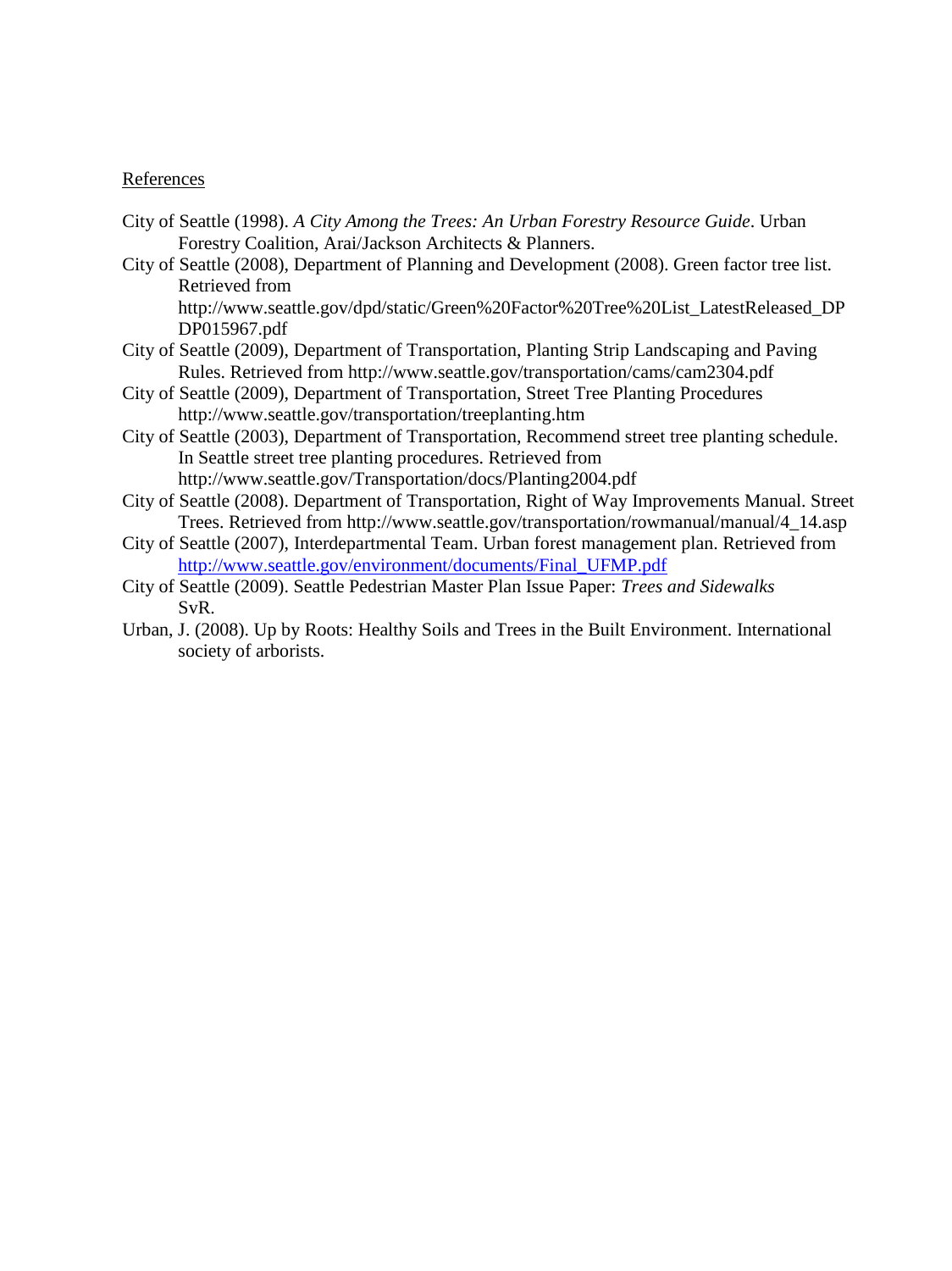References

City of Seattle (1998). *A City Among the Trees: An Urban Forestry Resource Guide*. Urban Forestry Coalition, Arai/Jackson Architects & Planners.

City of Seattle (2008), Department of Planning and Development (2008). Green factor tree list. Retrieved from http://www.seattle.gov/dpd/static/Green%20Factor%20Tree%20List_LatestReleased_DPDP015967.pdf

City of Seattle (2009), Department of Transportation, Planting Strip Landscaping and Paving Rules. Retrieved from http://www.seattle.gov/transportation/cams/cam2304.pdf

City of Seattle (2009), Department of Transportation, Street Tree Planting Procedures http://www.seattle.gov/transportation/treeplanting.htm

City of Seattle (2003), Department of Transportation, Recommend street tree planting schedule. In Seattle street tree planting procedures. Retrieved from http://www.seattle.gov/Transportation/docs/Planting2004.pdf

City of Seattle (2008). Department of Transportation, Right of Way Improvements Manual. Street Trees. Retrieved from http://www.seattle.gov/transportation/rowmanual/manual/4_14.asp

City of Seattle (2007), Interdepartmental Team. Urban forest management plan. Retrieved from http://www.seattle.gov/environment/documents/Final_UFMP.pdf

City of Seattle (2009). Seattle Pedestrian Master Plan Issue Paper: *Trees and Sidewalks* SvR.

Urban, J. (2008). Up by Roots: Healthy Soils and Trees in the Built Environment. International society of arborists.